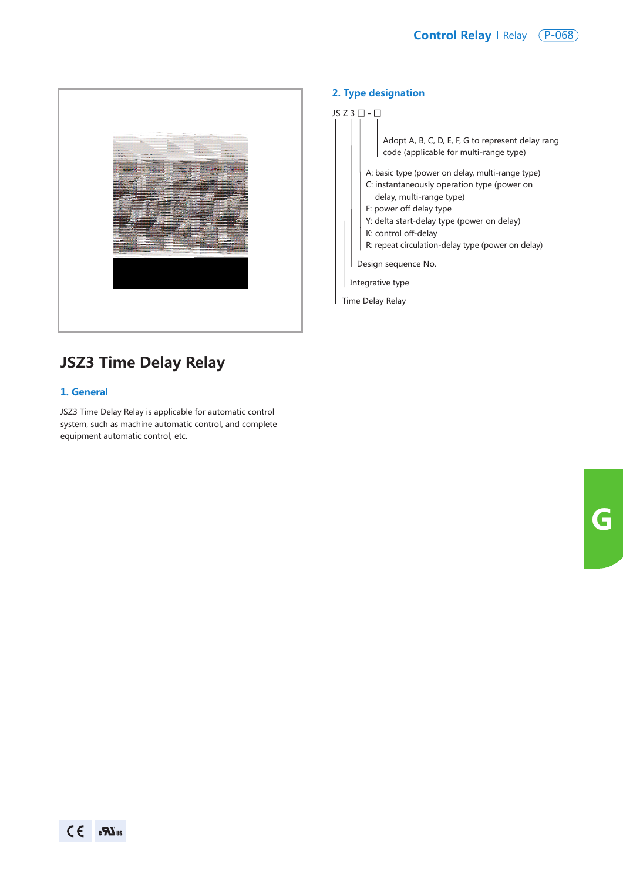# JSZ3 Time Delay Relay

## 1. General

JSZ3 Time Delay Relay is applicable for automatic control system, such as machine automatic control, and complete equipment automatic control, etc.

## 2. Type designation

JS Z 3 □ - □

- Adopt A, B, C, D, E, F, G to represent delay rang code (applicable for multi-range type)
- A: basic type (power on delay, multi-range type)
  C: instantaneously operation type (power on delay, multi-range type)
  F: power off delay type
  Y: delta start-delay type (power on delay)
  K: control off-delay
  R: repeat circulation-delay type (power on delay)
- Design sequence No.
- Integrative type
- Time Delay Relay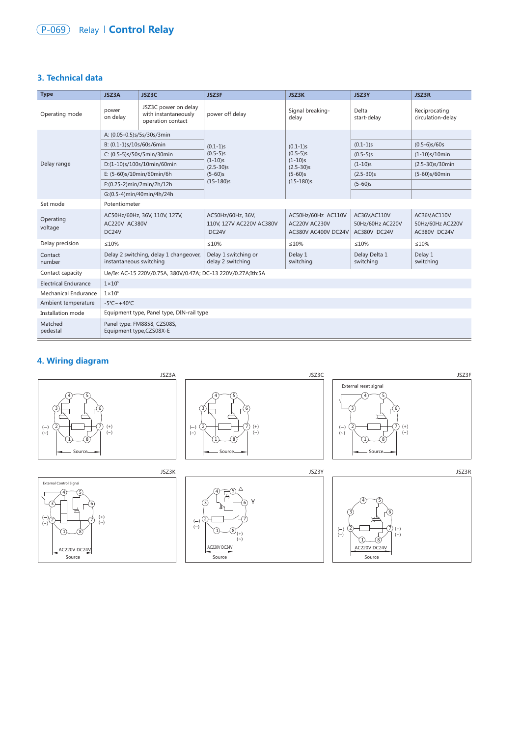## 3. Technical data

| Type | JSZ3A | JSZ3C | JSZ3F | JSZ3K | JSZ3Y | JSZ3R |
|---|---|---|---|---|---|---|
| Operating mode | power on delay | JSZ3C power on delay with instantaneously operation contact | power off delay | Signal breaking-delay | Delta start-delay | Reciprocating circulation-delay |
| Delay range | A: (0.05-0.5)s/5s/30s/3min | | (0.1-1)s (0.5-5)s (1-10)s (2.5-30)s (5-60)s (15-180)s | (0.1-1)s (0.5-5)s (1-10)s (2.5-30)s (5-60)s (15-180)s | | |
| | B: (0.1-1)s/10s/60s/6min | | | | (0.1-1)s | (0.5-6)s/60s |
| | C: (0.5-5)s/50s/5min/30min | | | | (0.5-5)s | (1-10)s/10min |
| | D:(1-10)s/100s/10min/60min | | | | (1-10)s | (2.5-30)s/30min |
| | E: (5-60)s/10min/60min/6h | | | | (2.5-30)s | (5-60)s/60min |
| | F:(0.25-2)min/2min/2h/12h | | | | (5-60)s | |
| | G:(0.5-4)min/40min/4h/24h | | | | | |
| Set mode | Potentiometer | | | | | |
| Operating voltage | AC50Hz/60Hz, 36V, 110V, 127V, AC220V AC380V DC24V | | AC50Hz/60Hz, 36V, 110V, 127V AC220V AC380V DC24V | AC50Hz/60Hz AC110V AC220V AC230V AC380V AC400V DC24V | AC36V,AC110V 50Hz/60Hz AC220V AC380V DC24V | AC36V,AC110V 50Hz/60Hz AC220V AC380V DC24V |
| Delay precision | ≤10% | | ≤10% | ≤10% | ≤10% | ≤10% |
| Contact number | Delay 2 switching, delay 1 changeover, instantaneous switching | | Delay 1 switching or delay 2 switching | Delay 1 switching | Delay Delta 1 switching | Delay 1 switching |
| Contact capacity | Ue/Ie: AC-15 220V/0.75A, 380V/0.47A; DC-13 220V/0.27A;Ith:5A | | | | | |
| Electrical Endurance | $1\times10^5$ | | | | | |
| Mechanical Endurance | $1\times10^6$ | | | | | |
| Ambient temperature | -5℃~+40℃ | | | | | |
| Installation mode | Equipment type, Panel type, DIN-rail type | | | | | |
| Matched pedestal | Panel type: FM8858, CZS08S, Equipment type,CZS08X-E | | | | | |

## 4. Wiring diagram

JSZ3A

(−) (~) (+) (~) Source

JSZ3C

(−) (~) (+) (~) Source

JSZ3F

External reset signal

(−) (~) (+) (~) Source

JSZ3K

External Control Signal

(−) (~) (+) (~) AC220V DC24V Source

JSZ3Y

△ Y (−) (~) (+) (~) AC220V DC24V Source

JSZ3R

(−) (~) (+) (~) AC220V DC24V Source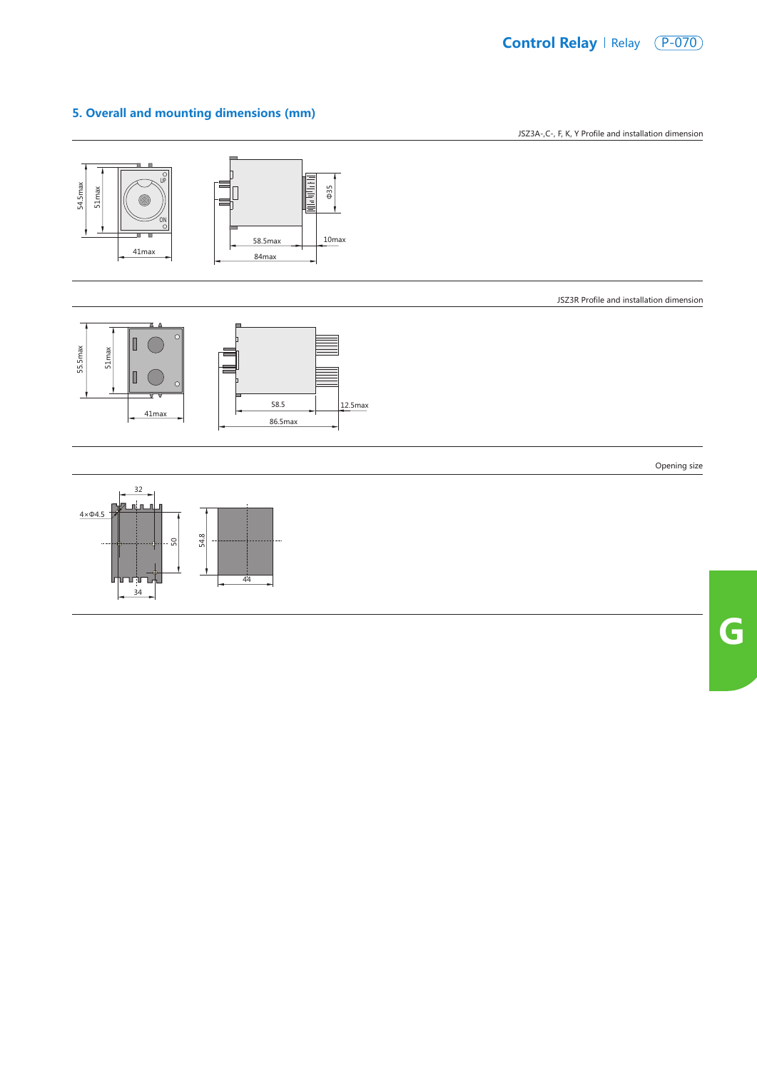## 5. Overall and mounting dimensions (mm)

JSZ3A-,C-, F, K, Y Profile and installation dimension

54.5max
51max
41max
UP
ON
58.5max
10max
84max
Φ35

JSZ3R Profile and installation dimension

55.5max
51max
41max
58.5
12.5max
86.5max

Opening size

32
4×Φ4.5
50
34
54.8
44